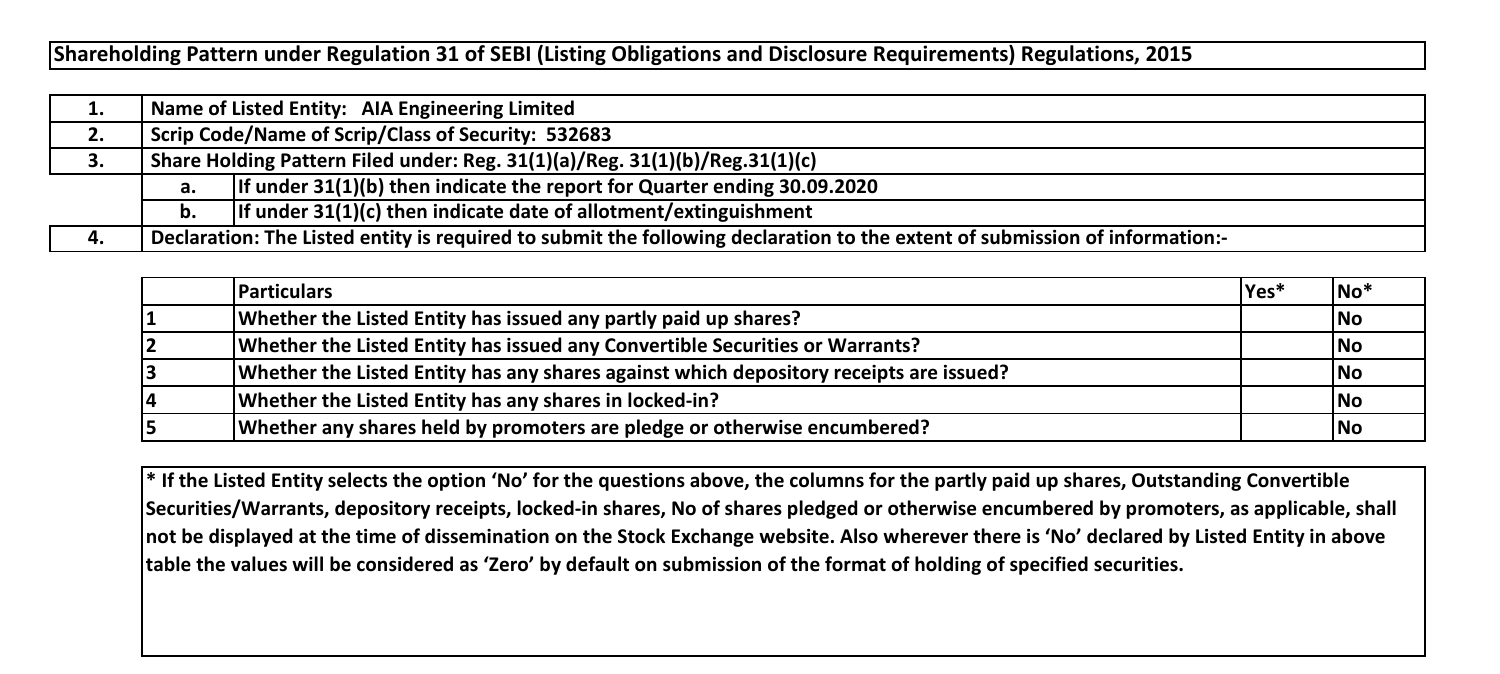# Shareholding Pattern under Regulation 31 of SEBI (Listing Obligations and Disclosure Requirements) Regulations, 2015

| | | |
|---|---|---|
| 1. | Name of Listed Entity: AIA Engineering Limited | |
| 2. | Scrip Code/Name of Scrip/Class of Security: 532683 | |
| 3. | Share Holding Pattern Filed under: Reg. 31(1)(a)/Reg. 31(1)(b)/Reg.31(1)(c) | |
| | a. | If under 31(1)(b) then indicate the report for Quarter ending 30.09.2020 |
| | b. | If under 31(1)(c) then indicate date of allotment/extinguishment |
| 4. | Declaration: The Listed entity is required to submit the following declaration to the extent of submission of information:- | |

| | Particulars | Yes* | No* |
|---|---|---|---|
| 1 | Whether the Listed Entity has issued any partly paid up shares? | | No |
| 2 | Whether the Listed Entity has issued any Convertible Securities or Warrants? | | No |
| 3 | Whether the Listed Entity has any shares against which depository receipts are issued? | | No |
| 4 | Whether the Listed Entity has any shares in locked-in? | | No |
| 5 | Whether any shares held by promoters are pledge or otherwise encumbered? | | No |

**\* If the Listed Entity selects the option 'No' for the questions above, the columns for the partly paid up shares, Outstanding Convertible Securities/Warrants, depository receipts, locked-in shares, No of shares pledged or otherwise encumbered by promoters, as applicable, shall not be displayed at the time of dissemination on the Stock Exchange website. Also wherever there is 'No' declared by Listed Entity in above table the values will be considered as 'Zero' by default on submission of the format of holding of specified securities.**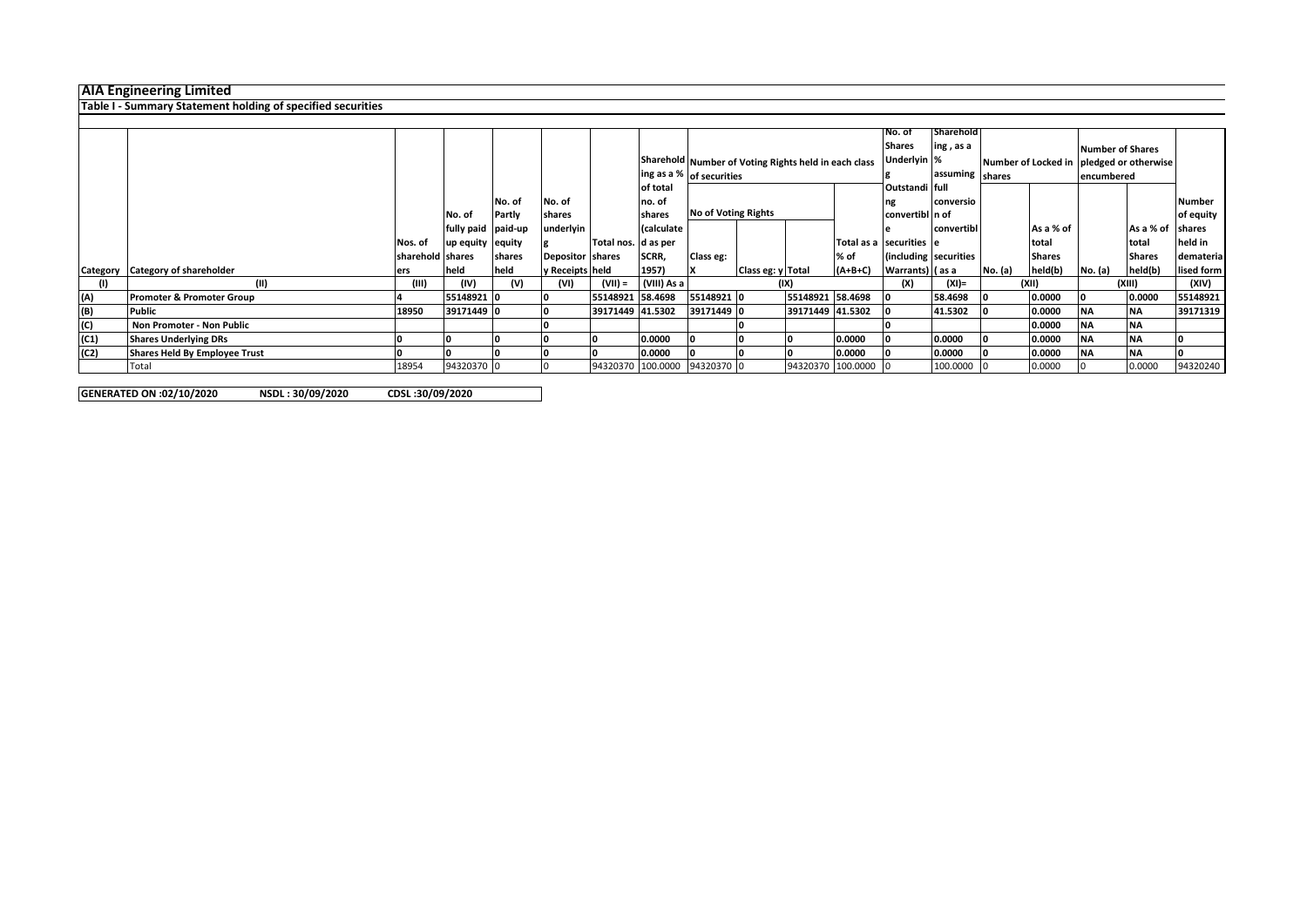# AIA Engineering Limited

## Table I - Summary Statement holding of specified securities

| Category | Category of shareholder | Nos. of shareholders | No. of fully paid up equity shares held | No. of Partly paid-up equity shares held | No. of shares underlying Depository Receipts | Total nos. shares held | Shareholding as a % of total no. of shares (calculated as per SCRR, 1957) | Number of Voting Rights held in each class of securities | | | | No. of Shares Underlying Outstanding convertible securities (including Warrants) | Shareholding , as a % assuming full conversion of convertible securities ( as a | Number of Locked in shares | | Number of Shares pledged or otherwise encumbered | | Number of equity shares held in dematerialised form |
|---|---|---|---|---|---|---|---|---|---|---|---|---|---|---|---|---|---|---|
| | | | | | | | | No of Voting Rights | | | Total as a % of (A+B+C) | | | No. (a) | As a % of total Shares held(b) | No. (a) | As a % of total Shares held(b) | |
| | | | | | | | | Class eg: X | Class eg: y | Total | | | | | | | | |
| (I) | (II) | (III) | (IV) | (V) | (VI) | (VII) = | (VIII) As a | (IX) | | | | (X) | (XI)= | (XII) | | (XIII) | | (XIV) |
| (A) | Promoter & Promoter Group | 4 | 55148921 | 0 | 0 | 55148921 | 58.4698 | 55148921 | 0 | 55148921 | 58.4698 | 0 | 58.4698 | 0 | 0.0000 | 0 | 0.0000 | 55148921 |
| (B) | Public | 18950 | 39171449 | 0 | 0 | 39171449 | 41.5302 | 39171449 | 0 | 39171449 | 41.5302 | 0 | 41.5302 | 0 | 0.0000 | NA | NA | 39171319 |
| (C) | Non Promoter - Non Public | | | | 0 | | | | 0 | | | 0 | | | 0.0000 | NA | NA | |
| (C1) | Shares Underlying DRs | 0 | 0 | 0 | 0 | 0 | 0.0000 | 0 | 0 | 0 | 0.0000 | 0 | 0.0000 | 0 | 0.0000 | NA | NA | 0 |
| (C2) | Shares Held By Employee Trust | 0 | 0 | 0 | 0 | 0 | 0.0000 | 0 | 0 | 0 | 0.0000 | 0 | 0.0000 | 0 | 0.0000 | NA | NA | 0 |
| | Total | 18954 | 94320370 | 0 | 0 | 94320370 | 100.0000 | 94320370 | 0 | 94320370 | 100.0000 | 0 | 100.0000 | 0 | 0.0000 | 0 | 0.0000 | 94320240 |

**GENERATED ON :02/10/2020 NSDL : 30/09/2020 CDSL :30/09/2020**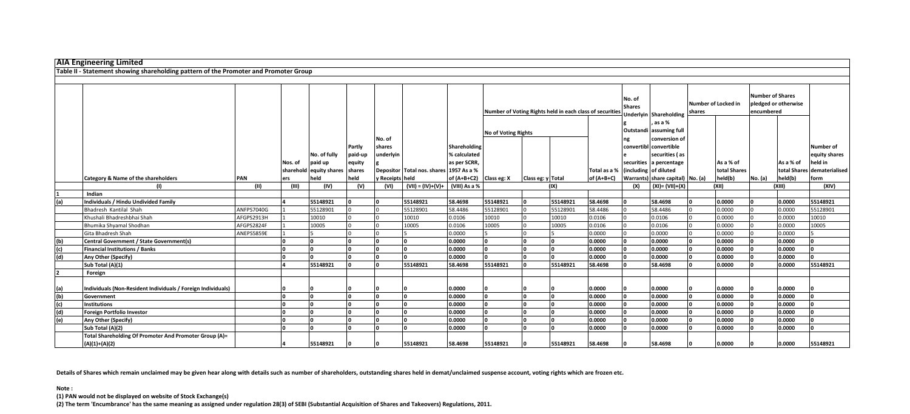# AIA Engineering Limited

## Table II - Statement showing shareholding pattern of the Promoter and Promoter Group

| | Category & Name of the shareholders | PAN | Nos. of shareholders | No. of fully paid up equity shares held | Partly paid-up equity shares held | No. of shares underlying Depository Receipts | Total nos. shares held | Shareholding % calculated as per SCRR, 1957 As a % of (A+B+C2) | Number of Voting Rights held in each class of securities | | | | No. of Shares Underlying Outstanding convertible securities (including Warrants) | Shareholding , as a % assuming full conversion of convertible securities ( as a percentage of diluted share capital) | Number of Locked in shares | | Number of Shares pledged or otherwise encumbered | | Number of equity shares held in dematerialised form |
|---|---|---|---|---|---|---|---|---|---|---|---|---|---|---|---|---|---|---|---|
| | | | | | | | | | No of Voting Rights | | | Total as a % of (A+B+C) | | | No. (a) | As a % of total Shares held(b) | No. (a) | As a % of total Shares held(b) | |
| | | | | | | | | | Class eg: X | Class eg: y | Total | | | | | | | | |
| | (I) | (II) | (III) | (IV) | (V) | (VI) | (VII) = (IV)+(V)+ (VI) | (VIII) As a % of (A+B+C2) | (IX) | | | | (X) | (XI)= (VII)+(X) As a % of (A+B+C2) | (XII) | | (XIII) | | (XIV) |
| 1 | Indian | | | | | | | | | | | | | | | | | | |
| (a) | Individuals / Hindu Undivided Family | | 4 | 55148921 | 0 | 0 | 55148921 | 58.4698 | 55148921 | 0 | 55148921 | 58.4698 | 0 | 58.4698 | 0 | 0.0000 | 0 | 0.0000 | 55148921 |
| | Bhadresh Kantilal Shah | ANFPS7040G | 1 | 55128901 | 0 | 0 | 55128901 | 58.4486 | 55128901 | 0 | 55128901 | 58.4486 | 0 | 58.4486 | 0 | 0.0000 | 0 | 0.0000 | 55128901 |
| | Khushali Bhadreshbhai Shah | AFGPS2913H | 1 | 10010 | 0 | 0 | 10010 | 0.0106 | 10010 | 0 | 10010 | 0.0106 | 0 | 0.0106 | 0 | 0.0000 | 0 | 0.0000 | 10010 |
| | Bhumika Shyamal Shodhan | AFGPS2824F | 1 | 10005 | 0 | 0 | 10005 | 0.0106 | 10005 | 0 | 10005 | 0.0106 | 0 | 0.0106 | 0 | 0.0000 | 0 | 0.0000 | 10005 |
| | Gita Bhadresh Shah | ANEPS5859E | 1 | 5 | 0 | 0 | 5 | 0.0000 | 5 | 0 | 5 | 0.0000 | 0 | 0.0000 | 0 | 0.0000 | 0 | 0.0000 | 5 |
| (b) | Central Government / State Government(s) | | 0 | 0 | 0 | 0 | 0 | 0.0000 | 0 | 0 | 0 | 0.0000 | 0 | 0.0000 | 0 | 0.0000 | 0 | 0.0000 | 0 |
| (c) | Financial Institutions / Banks | | 0 | 0 | 0 | 0 | 0 | 0.0000 | 0 | 0 | 0 | 0.0000 | 0 | 0.0000 | 0 | 0.0000 | 0 | 0.0000 | 0 |
| (d) | Any Other (Specify) | | 0 | 0 | 0 | 0 | 0 | 0.0000 | 0 | 0 | 0 | 0.0000 | 0 | 0.0000 | 0 | 0.0000 | 0 | 0.0000 | 0 |
| | Sub Total (A)(1) | | 4 | 55148921 | 0 | 0 | 55148921 | 58.4698 | 55148921 | 0 | 55148921 | 58.4698 | 0 | 58.4698 | 0 | 0.0000 | 0 | 0.0000 | 55148921 |
| 2 | Foreign | | | | | | | | | | | | | | | | | | |
| (a) | Individuals (Non-Resident Individuals / Foreign Individuals) | | 0 | 0 | 0 | 0 | 0 | 0.0000 | 0 | 0 | 0 | 0.0000 | 0 | 0.0000 | 0 | 0.0000 | 0 | 0.0000 | 0 |
| (b) | Government | | 0 | 0 | 0 | 0 | 0 | 0.0000 | 0 | 0 | 0 | 0.0000 | 0 | 0.0000 | 0 | 0.0000 | 0 | 0.0000 | 0 |
| (c) | Institutions | | 0 | 0 | 0 | 0 | 0 | 0.0000 | 0 | 0 | 0 | 0.0000 | 0 | 0.0000 | 0 | 0.0000 | 0 | 0.0000 | 0 |
| (d) | Foreign Portfolio Investor | | 0 | 0 | 0 | 0 | 0 | 0.0000 | 0 | 0 | 0 | 0.0000 | 0 | 0.0000 | 0 | 0.0000 | 0 | 0.0000 | 0 |
| (e) | Any Other (Specify) | | 0 | 0 | 0 | 0 | 0 | 0.0000 | 0 | 0 | 0 | 0.0000 | 0 | 0.0000 | 0 | 0.0000 | 0 | 0.0000 | 0 |
| | Sub Total (A)(2) | | 0 | 0 | 0 | 0 | 0 | 0.0000 | 0 | 0 | 0 | 0.0000 | 0 | 0.0000 | 0 | 0.0000 | 0 | 0.0000 | 0 |
| | Total Shareholding Of Promoter And Promoter Group (A)= (A)(1)+(A)(2) | | 4 | 55148921 | 0 | 0 | 55148921 | 58.4698 | 55148921 | 0 | 55148921 | 58.4698 | 0 | 58.4698 | 0 | 0.0000 | 0 | 0.0000 | 55148921 |

**Details of Shares which remain unclaimed may be given hear along with details such as number of shareholders, outstanding shares held in demat/unclaimed suspense account, voting rights which are frozen etc.**

**Note :**

**(1) PAN would not be displayed on website of Stock Exchange(s)**

**(2) The term 'Encumbrance' has the same meaning as assigned under regulation 28(3) of SEBI (Substantial Acquisition of Shares and Takeovers) Regulations, 2011.**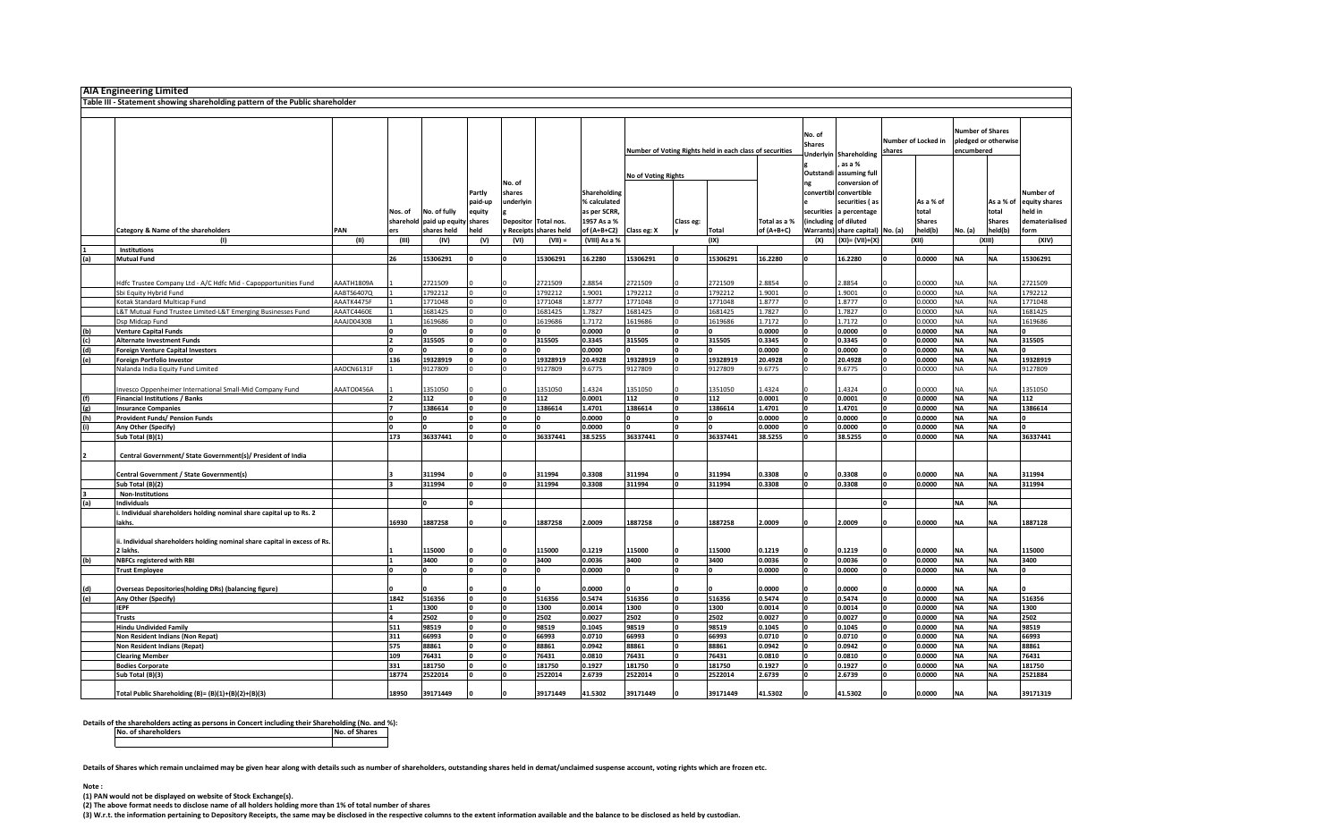## AIA Engineering Limited

### Table III - Statement showing shareholding pattern of the Public shareholder

| | Category & Name of the shareholders | PAN | Nos. of shareholders | No. of fully paid up equity shares held | Partly paid-up equity shares held | No. of shares underlying Depository Receipts | Total nos. shares held | Shareholding % calculated as per SCRR, 1957 As a % of (A+B+C2) | Number of Voting Rights held in each class of securities | | | | No. of Shares Underlying Outstanding convertible securities (including Warrants) | Shareholding, as a % assuming full conversion of convertible securities ( as a percentage of diluted share capital) | Number of Locked in shares | | Number of Shares pledged or otherwise encumbered | | Number of equity shares held in dematerialised form |
|---|---|---|---|---|---|---|---|---|---|---|---|---|---|---|---|---|---|---|---|
| | | | | | | | | | No of Voting Rights | | | Total as a % of (A+B+C) | | | No. (a) | As a % of total Shares held(b) | No. (a) | As a % of total Shares held(b) | |
| | | | | | | | | | Class eg: X | Class eg: y | Total | | | | | | | | |
| | (I) | (II) | (III) | (IV) | (V) | (VI) | (VII) = | (VIII) As a % | | | (IX) | | (X) | (XI)= (VII)+(X) | (XII) | | (XIII) | | (XIV) |
| 1 | **Institutions** | | | | | | | | | | | | | | | | | | |
| (a) | **Mutual Fund** | | 26 | 15306291 | 0 | 0 | 15306291 | 16.2280 | 15306291 | 0 | 15306291 | 16.2280 | 0 | 16.2280 | 0 | 0.0000 | NA | NA | 15306291 |
| | Hdfc Trustee Company Ltd - A/C Hdfc Mid - Capopportunities Fund | AAATH1809A | 1 | 2721509 | 0 | 0 | 2721509 | 2.8854 | 2721509 | 0 | 2721509 | 2.8854 | 0 | 2.8854 | 0 | 0.0000 | NA | NA | 2721509 |
| | Sbi Equity Hybrid Fund | AABTS6407Q | 1 | 1792212 | 0 | 0 | 1792212 | 1.9001 | 1792212 | 0 | 1792212 | 1.9001 | 0 | 1.9001 | 0 | 0.0000 | NA | NA | 1792212 |
| | Kotak Standard Multicap Fund | AAATK4475F | 1 | 1771048 | 0 | 0 | 1771048 | 1.8777 | 1771048 | 0 | 1771048 | 1.8777 | 0 | 1.8777 | 0 | 0.0000 | NA | NA | 1771048 |
| | L&T Mutual Fund Trustee Limited-L&T Emerging Businesses Fund | AAATC4460E | 1 | 1681425 | 0 | 0 | 1681425 | 1.7827 | 1681425 | 0 | 1681425 | 1.7827 | 0 | 1.7827 | 0 | 0.0000 | NA | NA | 1681425 |
| | Dsp Midcap Fund | AAAJD0430B | 1 | 1619686 | 0 | 0 | 1619686 | 1.7172 | 1619686 | 0 | 1619686 | 1.7172 | 0 | 1.7172 | 0 | 0.0000 | NA | NA | 1619686 |
| (b) | **Venture Capital Funds** | | 0 | 0 | 0 | 0 | 0 | 0.0000 | 0 | 0 | 0 | 0.0000 | 0 | 0.0000 | 0 | 0.0000 | NA | NA | 0 |
| (c) | **Alternate Investment Funds** | | 2 | 315505 | 0 | 0 | 315505 | 0.3345 | 315505 | 0 | 315505 | 0.3345 | 0 | 0.3345 | 0 | 0.0000 | NA | NA | 315505 |
| (d) | **Foreign Venture Capital Investors** | | 0 | 0 | 0 | 0 | 0 | 0.0000 | 0 | 0 | 0 | 0.0000 | 0 | 0.0000 | 0 | 0.0000 | NA | NA | 0 |
| (e) | **Foreign Portfolio Investor** | | 136 | 19328919 | 0 | 0 | 19328919 | 20.4928 | 19328919 | 0 | 19328919 | 20.4928 | 0 | 20.4928 | 0 | 0.0000 | NA | NA | 19328919 |
| | Nalanda India Equity Fund Limited | AADCN6131F | 1 | 9127809 | 0 | 0 | 9127809 | 9.6775 | 9127809 | 0 | 9127809 | 9.6775 | 0 | 9.6775 | 0 | 0.0000 | NA | NA | 9127809 |
| | Invesco Oppenheimer International Small-Mid Company Fund | AAATO0456A | 1 | 1351050 | 0 | 0 | 1351050 | 1.4324 | 1351050 | 0 | 1351050 | 1.4324 | 0 | 1.4324 | 0 | 0.0000 | NA | NA | 1351050 |
| (f) | **Financial Institutions / Banks** | | 2 | 112 | 0 | 0 | 112 | 0.0001 | 112 | 0 | 112 | 0.0001 | 0 | 0.0001 | 0 | 0.0000 | NA | NA | 112 |
| (g) | **Insurance Companies** | | 7 | 1386614 | 0 | 0 | 1386614 | 1.4701 | 1386614 | 0 | 1386614 | 1.4701 | 0 | 1.4701 | 0 | 0.0000 | NA | NA | 1386614 |
| (h) | **Provident Funds/ Pension Funds** | | 0 | 0 | 0 | 0 | 0 | 0.0000 | 0 | 0 | 0 | 0.0000 | 0 | 0.0000 | 0 | 0.0000 | NA | NA | 0 |
| (i) | **Any Other (Specify)** | | 0 | 0 | 0 | 0 | 0 | 0.0000 | 0 | 0 | 0 | 0.0000 | 0 | 0.0000 | 0 | 0.0000 | NA | NA | 0 |
| | **Sub Total (B)(1)** | | 173 | 36337441 | 0 | 0 | 36337441 | 38.5255 | 36337441 | 0 | 36337441 | 38.5255 | 0 | 38.5255 | 0 | 0.0000 | NA | NA | 36337441 |
| 2 | **Central Government/ State Government(s)/ President of India** | | | | | | | | | | | | | | | | | | |
| | **Central Government / State Government(s)** | | 3 | 311994 | 0 | 0 | 311994 | 0.3308 | 311994 | 0 | 311994 | 0.3308 | 0 | 0.3308 | 0 | 0.0000 | NA | NA | 311994 |
| | **Sub Total (B)(2)** | | 3 | 311994 | 0 | 0 | 311994 | 0.3308 | 311994 | 0 | 311994 | 0.3308 | 0 | 0.3308 | 0 | 0.0000 | NA | NA | 311994 |
| 3 | **Non-Institutions** | | | | | | | | | | | | | | | | | | |
| (a) | **Individuals** | | | 0 | 0 | | | | | | | | | | 0 | | NA | NA | |
| | **i. Individual shareholders holding nominal share capital up to Rs. 2 lakhs.** | | 16930 | 1887258 | 0 | 0 | 1887258 | 2.0009 | 1887258 | 0 | 1887258 | 2.0009 | 0 | 2.0009 | 0 | 0.0000 | NA | NA | 1887128 |
| | **ii. Individual shareholders holding nominal share capital in excess of Rs. 2 lakhs.** | | 1 | 115000 | 0 | 0 | 115000 | 0.1219 | 115000 | 0 | 115000 | 0.1219 | 0 | 0.1219 | 0 | 0.0000 | NA | NA | 115000 |
| (b) | **NBFCs registered with RBI** | | 1 | 3400 | 0 | 0 | 3400 | 0.0036 | 3400 | 0 | 3400 | 0.0036 | 0 | 0.0036 | 0 | 0.0000 | NA | NA | 3400 |
| | **Trust Employee** | | 0 | 0 | 0 | 0 | 0 | 0.0000 | 0 | 0 | 0 | 0.0000 | 0 | 0.0000 | 0 | 0.0000 | NA | NA | 0 |
| (d) | **Overseas Depositories(holding DRs) (balancing figure)** | | 0 | 0 | 0 | 0 | 0 | 0.0000 | 0 | 0 | 0 | 0.0000 | 0 | 0.0000 | 0 | 0.0000 | NA | NA | 0 |
| (e) | **Any Other (Specify)** | | 1842 | 516356 | 0 | 0 | 516356 | 0.5474 | 516356 | 0 | 516356 | 0.5474 | 0 | 0.5474 | 0 | 0.0000 | NA | NA | 516356 |
| | **IEPF** | | 1 | 1300 | 0 | 0 | 1300 | 0.0014 | 1300 | 0 | 1300 | 0.0014 | 0 | 0.0014 | 0 | 0.0000 | NA | NA | 1300 |
| | **Trusts** | | 4 | 2502 | 0 | 0 | 2502 | 0.0027 | 2502 | 0 | 2502 | 0.0027 | 0 | 0.0027 | 0 | 0.0000 | NA | NA | 2502 |
| | **Hindu Undivided Family** | | 511 | 98519 | 0 | 0 | 98519 | 0.1045 | 98519 | 0 | 98519 | 0.1045 | 0 | 0.1045 | 0 | 0.0000 | NA | NA | 98519 |
| | **Non Resident Indians (Non Repat)** | | 311 | 66993 | 0 | 0 | 66993 | 0.0710 | 66993 | 0 | 66993 | 0.0710 | 0 | 0.0710 | 0 | 0.0000 | NA | NA | 66993 |
| | **Non Resident Indians (Repat)** | | 575 | 88861 | 0 | 0 | 88861 | 0.0942 | 88861 | 0 | 88861 | 0.0942 | 0 | 0.0942 | 0 | 0.0000 | NA | NA | 88861 |
| | **Clearing Member** | | 109 | 76431 | 0 | 0 | 76431 | 0.0810 | 76431 | 0 | 76431 | 0.0810 | 0 | 0.0810 | 0 | 0.0000 | NA | NA | 76431 |
| | **Bodies Corporate** | | 331 | 181750 | 0 | 0 | 181750 | 0.1927 | 181750 | 0 | 181750 | 0.1927 | 0 | 0.1927 | 0 | 0.0000 | NA | NA | 181750 |
| | **Sub Total (B)(3)** | | 18774 | 2522014 | 0 | 0 | 2522014 | 2.6739 | 2522014 | 0 | 2522014 | 2.6739 | 0 | 2.6739 | 0 | 0.0000 | NA | NA | 2521884 |
| | **Total Public Shareholding (B)= (B)(1)+(B)(2)+(B)(3)** | | 18950 | 39171449 | 0 | 0 | 39171449 | 41.5302 | 39171449 | 0 | 39171449 | 41.5302 | 0 | 41.5302 | 0 | 0.0000 | NA | NA | 39171319 |

**Details of the shareholders acting as persons in Concert including their Shareholding (No. and %):**

| No. of shareholders | No. of Shares |
|---|---|
| | |

**Details of Shares which remain unclaimed may be given hear along with details such as number of shareholders, outstanding shares held in demat/unclaimed suspense account, voting rights which are frozen etc.**

**Note :**

**(1) PAN would not be displayed on website of Stock Exchange(s).**

**(2) The above format needs to disclose name of all holders holding more than 1% of total number of shares**

**(3) W.r.t. the information pertaining to Depository Receipts, the same may be disclosed in the respective columns to the extent information available and the balance to be disclosed as held by custodian.**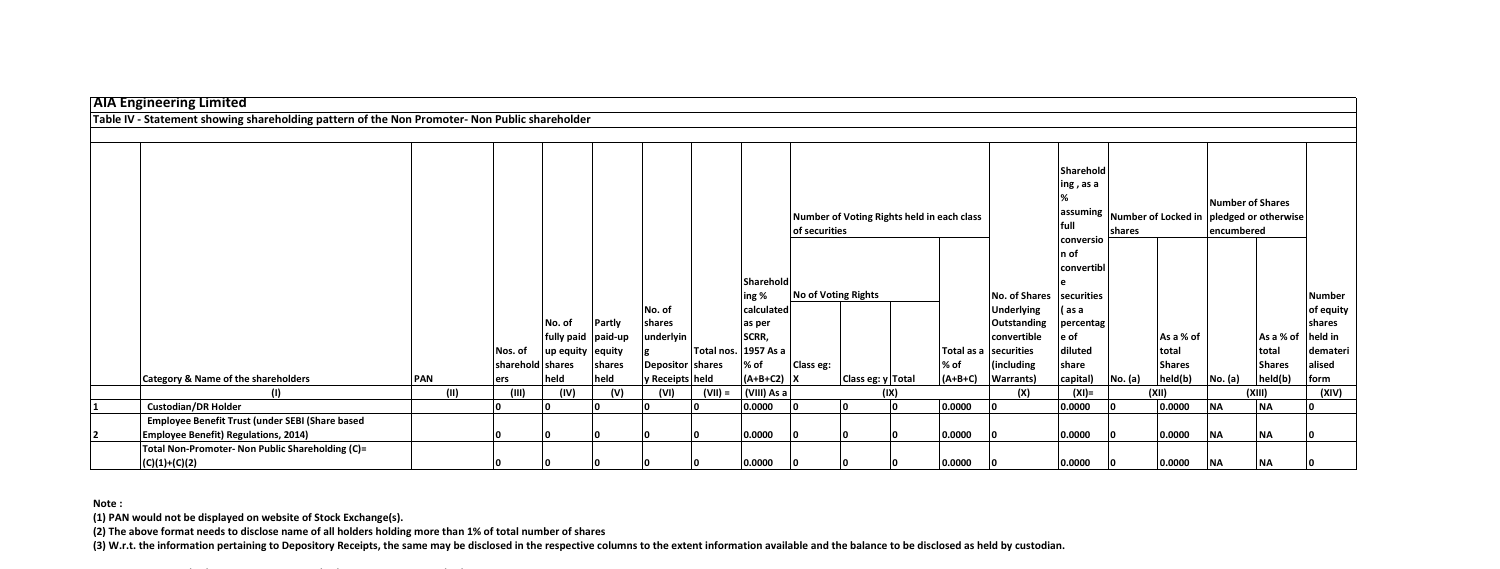# AIA Engineering Limited

## Table IV - Statement showing shareholding pattern of the Non Promoter- Non Public shareholder

| | Category & Name of the shareholders | PAN | Nos. of shareholders | No. of fully paid up equity shares held | Partly paid-up equity shares held | No. of shares underlying Depository Receipts | Total nos. shares held | Shareholding % calculated as per SCRR, 1957 As a % of (A+B+C2) | Number of Voting Rights held in each class of securities | | | | No. of Shares Underlying Outstanding convertible securities (including Warrants) | Shareholding , as a % assuming full conversion of convertible securities ( as a percentage of diluted share capital) | Number of Locked in shares | | Number of Shares pledged or otherwise encumbered | | Number of equity shares held in dematerialised form |
|---|---|---|---|---|---|---|---|---|---|---|---|---|---|---|---|---|---|---|---|
| | | | | | | | | | No of Voting Rights | | | Total as a % of (A+B+C) | | | No. (a) | As a % of total Shares held(b) | No. (a) | As a % of total Shares held(b) | |
| | | | | | | | | | Class eg: X | Class eg: y | Total | | | | | | | | |
| | (I) | (II) | (III) | (IV) | (V) | (VI) | (VII) = | (VIII) As a | (IX) | | | | (X) | (XI)= | (XII) | | (XIII) | | (XIV) |
| 1 | Custodian/DR Holder | | 0 | 0 | 0 | 0 | 0 | 0.0000 | 0 | 0 | 0 | 0.0000 | 0 | 0.0000 | 0 | 0.0000 | NA | NA | 0 |
| 2 | Employee Benefit Trust (under SEBI (Share based Employee Benefit) Regulations, 2014) | | 0 | 0 | 0 | 0 | 0 | 0.0000 | 0 | 0 | 0 | 0.0000 | 0 | 0.0000 | 0 | 0.0000 | NA | NA | 0 |
| | Total Non-Promoter- Non Public Shareholding (C)= (C)(1)+(C)(2) | | 0 | 0 | 0 | 0 | 0 | 0.0000 | 0 | 0 | 0 | 0.0000 | 0 | 0.0000 | 0 | 0.0000 | NA | NA | 0 |

**Note :**

**(1) PAN would not be displayed on website of Stock Exchange(s).**

**(2) The above format needs to disclose name of all holders holding more than 1% of total number of shares**

**(3) W.r.t. the information pertaining to Depository Receipts, the same may be disclosed in the respective columns to the extent information available and the balance to be disclosed as held by custodian.**